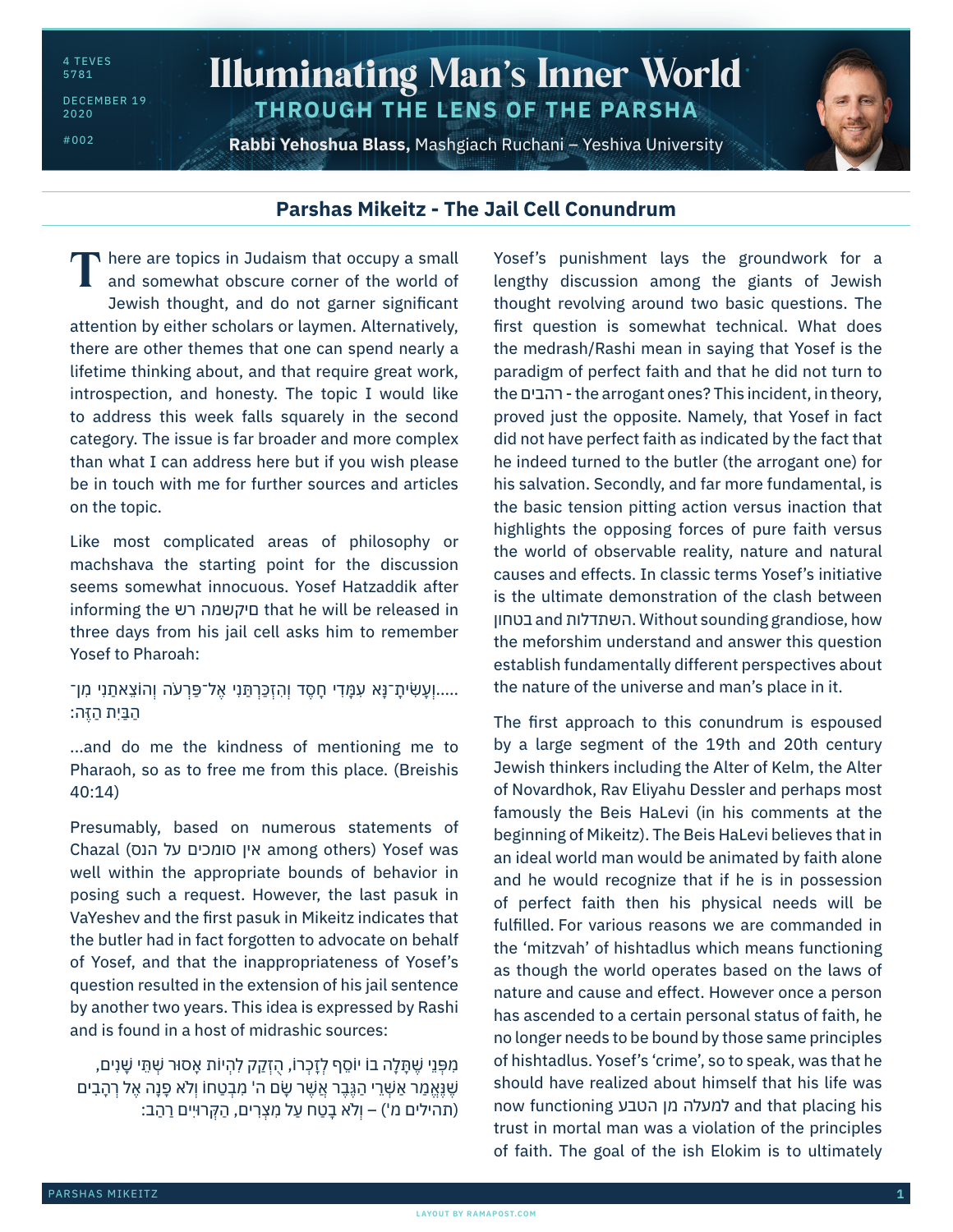4 TEVES 5781

DECEMBER 19 2020

#002

# Illuminating Man's Inner World

## THROUGH THE LENS OF THE PARSHA

**Rabbi Yehoshua Blass,** Mashgiach Ruchani – Yeshiva University

## Parshas Mikeitz - The Jail Cell Conundrum

There are topics in Judaism that occupy a small and somewhat obscure corner of the world of Jewish thought, and do not garner significant attention by either scholars or laymen. Alternatively, there are other themes that one can spend nearly a lifetime thinking about, and that require great work, introspection, and honesty. The topic I would like to address this week falls squarely in the second category. The issue is far broader and more complex than what I can address here but if you wish please be in touch with me for further sources and articles on the topic.

Like most complicated areas of philosophy or machshava the starting point for the discussion seems somewhat innocuous. Yosef Hatzaddik after informing the רש מיקשמה that he will be released in three days from his jail cell asks him to remember Yosef to Pharoah:

.....וְעָשִׂיתָ־נָּא עִמָּדִי חָסֶד וְהִזְכַּרְתַּנִי אֶל־פַּרְעֹה וְהוֹצֵאתַנִי מִן־הַבַּיִת הַזֶּה:

...and do me the kindness of mentioning me to Pharaoh, so as to free me from this place. (Breishis 40:14)

Presumably, based on numerous statements of Chazal (אין סומכים על הנס among others) Yosef was well within the appropriate bounds of behavior in posing such a request. However, the last pasuk in VaYeshev and the first pasuk in Mikeitz indicates that the butler had in fact forgotten to advocate on behalf of Yosef, and that the inappropriateness of Yosef's question resulted in the extension of his jail sentence by another two years. This idea is expressed by Rashi and is found in a host of midrashic sources:

מִפְּנֵי שֶׁתָּלָה בוֹ יוֹסֵף לְזָכְרוֹ, הֻזְקַק לִהְיוֹת אָסוּר שְׁתֵּי שָׁנִים, שֶׁנֶּאֱמַר אַשְׁרֵי הַגֶּבֶר אֲשֶׁר שָׂם ה' מִבְטַחוֹ וְלֹא פָנָה אֶל רְהָבִים (תהילים מ') – וְלֹא בָטַח עַל מִצְרִים, הַקְּרוּיִים רַהַב:

Yosef's punishment lays the groundwork for a lengthy discussion among the giants of Jewish thought revolving around two basic questions. The first question is somewhat technical. What does the medrash/Rashi mean in saying that Yosef is the paradigm of perfect faith and that he did not turn to the רהבים - the arrogant ones? This incident, in theory, proved just the opposite. Namely, that Yosef in fact did not have perfect faith as indicated by the fact that he indeed turned to the butler (the arrogant one) for his salvation. Secondly, and far more fundamental, is the basic tension pitting action versus inaction that highlights the opposing forces of pure faith versus the world of observable reality, nature and natural causes and effects. In classic terms Yosef's initiative is the ultimate demonstration of the clash between השתדלות and בטחון. Without sounding grandiose, how the meforshim understand and answer this question establish fundamentally different perspectives about the nature of the universe and man's place in it.

The first approach to this conundrum is espoused by a large segment of the 19th and 20th century Jewish thinkers including the Alter of Kelm, the Alter of Novardhok, Rav Eliyahu Dessler and perhaps most famously the Beis HaLevi (in his comments at the beginning of Mikeitz). The Beis HaLevi believes that in an ideal world man would be animated by faith alone and he would recognize that if he is in possession of perfect faith then his physical needs will be fulfilled. For various reasons we are commanded in the 'mitzvah' of hishtadlus which means functioning as though the world operates based on the laws of nature and cause and effect. However once a person has ascended to a certain personal status of faith, he no longer needs to be bound by those same principles of hishtadlus. Yosef's 'crime', so to speak, was that he should have realized about himself that his life was now functioning למעלה מן הטבע and that placing his trust in mortal man was a violation of the principles of faith. The goal of the ish Elokim is to ultimately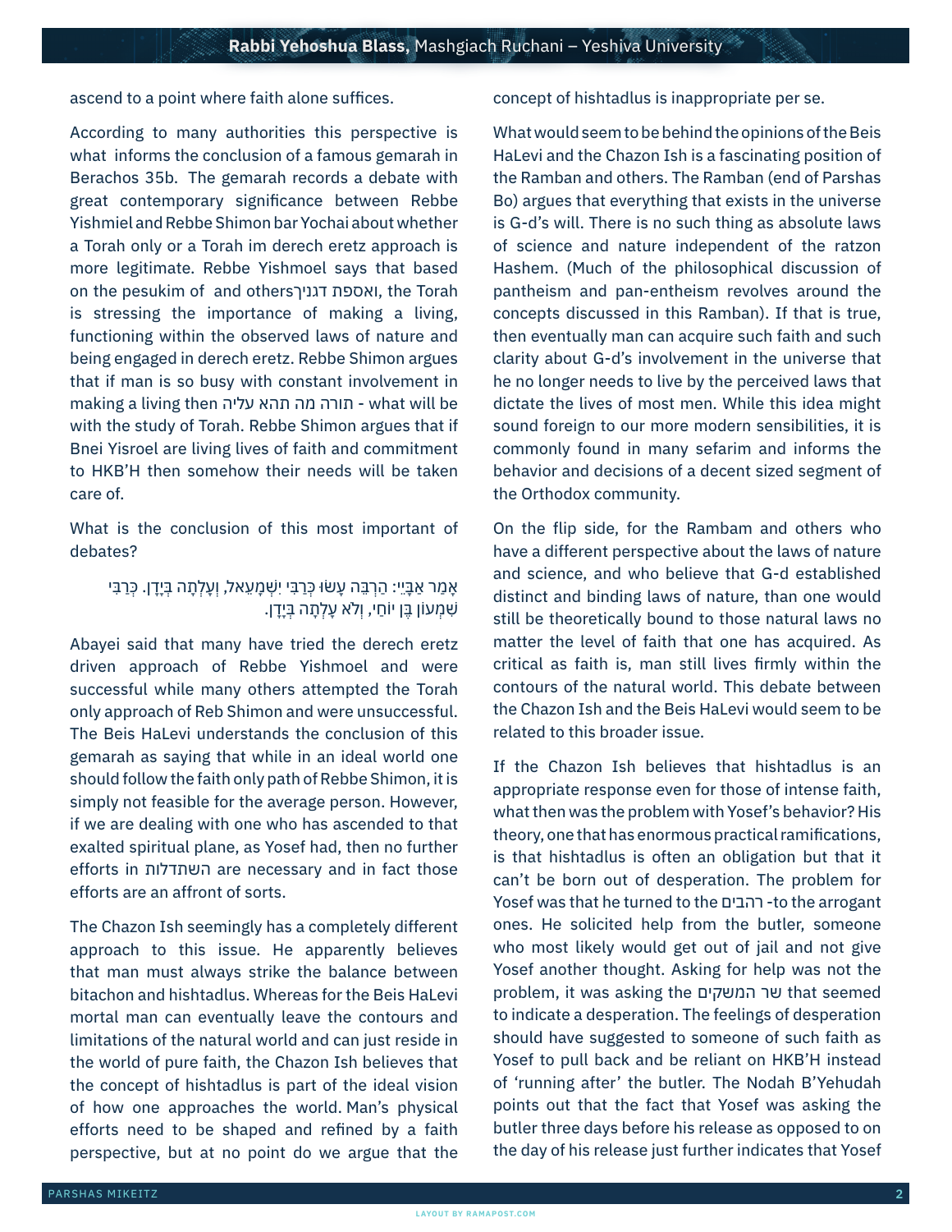ascend to a point where faith alone suffices.

According to many authorities this perspective is what informs the conclusion of a famous gemarah in Berachos 35b. The gemarah records a debate with great contemporary significance between Rebbe Yishmiel and Rebbe Shimon bar Yochai about whether a Torah only or a Torah im derech eretz approach is more legitimate. Rebbe Yishmoel says that based on the pesukim of ואספת דגניך and others, the Torah is stressing the importance of making a living, functioning within the observed laws of nature and being engaged in derech eretz. Rebbe Shimon argues that if man is so busy with constant involvement in making a living then תורה מה תהא עליה - what will be with the study of Torah. Rebbe Shimon argues that if Bnei Yisroel are living lives of faith and commitment to HKB'H then somehow their needs will be taken care of.

What is the conclusion of this most important of debates?

> אָמַר אַבָּיֵי: הַרְבֵּה עָשׂוּ כְּרַבִּי יִשְׁמָעֵאל, וְעָלְתָה בְּיָדָן. כְּרַבִּי שִׁמְעוֹן בֶּן יוֹחַי, וְלֹא עָלְתָה בְּיָדָן.

Abayei said that many have tried the derech eretz driven approach of Rebbe Yishmoel and were successful while many others attempted the Torah only approach of Reb Shimon and were unsuccessful. The Beis HaLevi understands the conclusion of this gemarah as saying that while in an ideal world one should follow the faith only path of Rebbe Shimon, it is simply not feasible for the average person. However, if we are dealing with one who has ascended to that exalted spiritual plane, as Yosef had, then no further efforts in השתדלות are necessary and in fact those efforts are an affront of sorts.

The Chazon Ish seemingly has a completely different approach to this issue. He apparently believes that man must always strike the balance between bitachon and hishtadlus. Whereas for the Beis HaLevi mortal man can eventually leave the contours and limitations of the natural world and can just reside in the world of pure faith, the Chazon Ish believes that the concept of hishtadlus is part of the ideal vision of how one approaches the world. Man's physical efforts need to be shaped and refined by a faith perspective, but at no point do we argue that the concept of hishtadlus is inappropriate per se.

What would seem to be behind the opinions of the Beis HaLevi and the Chazon Ish is a fascinating position of the Ramban and others. The Ramban (end of Parshas Bo) argues that everything that exists in the universe is G-d's will. There is no such thing as absolute laws of science and nature independent of the ratzon Hashem. (Much of the philosophical discussion of pantheism and pan-entheism revolves around the concepts discussed in this Ramban). If that is true, then eventually man can acquire such faith and such clarity about G-d's involvement in the universe that he no longer needs to live by the perceived laws that dictate the lives of most men. While this idea might sound foreign to our more modern sensibilities, it is commonly found in many sefarim and informs the behavior and decisions of a decent sized segment of the Orthodox community.

On the flip side, for the Rambam and others who have a different perspective about the laws of nature and science, and who believe that G-d established distinct and binding laws of nature, than one would still be theoretically bound to those natural laws no matter the level of faith that one has acquired. As critical as faith is, man still lives firmly within the contours of the natural world. This debate between the Chazon Ish and the Beis HaLevi would seem to be related to this broader issue.

If the Chazon Ish believes that hishtadlus is an appropriate response even for those of intense faith, what then was the problem with Yosef's behavior? His theory, one that has enormous practical ramifications, is that hishtadlus is often an obligation but that it can't be born out of desperation. The problem for Yosef was that he turned to the רהבים -to the arrogant ones. He solicited help from the butler, someone who most likely would get out of jail and not give Yosef another thought. Asking for help was not the problem, it was asking the שר המשקים that seemed to indicate a desperation. The feelings of desperation should have suggested to someone of such faith as Yosef to pull back and be reliant on HKB'H instead of 'running after' the butler. The Nodah B'Yehudah points out that the fact that Yosef was asking the butler three days before his release as opposed to on the day of his release just further indicates that Yosef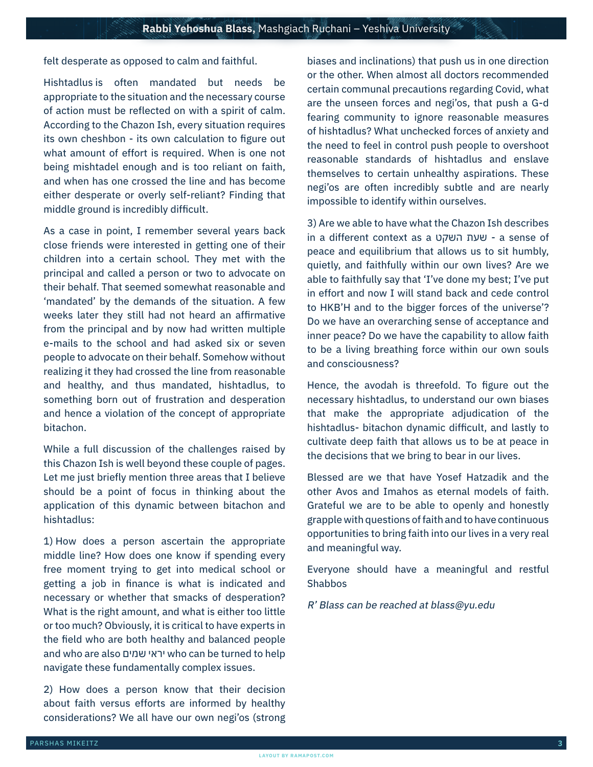felt desperate as opposed to calm and faithful.

Hishtadlus is often mandated but needs be appropriate to the situation and the necessary course of action must be reflected on with a spirit of calm. According to the Chazon Ish, every situation requires its own cheshbon - its own calculation to figure out what amount of effort is required. When is one not being mishtadel enough and is too reliant on faith, and when has one crossed the line and has become either desperate or overly self-reliant? Finding that middle ground is incredibly difficult.

As a case in point, I remember several years back close friends were interested in getting one of their children into a certain school. They met with the principal and called a person or two to advocate on their behalf. That seemed somewhat reasonable and 'mandated' by the demands of the situation. A few weeks later they still had not heard an affirmative from the principal and by now had written multiple e-mails to the school and had asked six or seven people to advocate on their behalf. Somehow without realizing it they had crossed the line from reasonable and healthy, and thus mandated, hishtadlus, to something born out of frustration and desperation and hence a violation of the concept of appropriate bitachon.

While a full discussion of the challenges raised by this Chazon Ish is well beyond these couple of pages. Let me just briefly mention three areas that I believe should be a point of focus in thinking about the application of this dynamic between bitachon and hishtadlus:

1) How does a person ascertain the appropriate middle line? How does one know if spending every free moment trying to get into medical school or getting a job in finance is what is indicated and necessary or whether that smacks of desperation? What is the right amount, and what is either too little or too much? Obviously, it is critical to have experts in the field who are both healthy and balanced people and who are also יראי שמים who can be turned to help navigate these fundamentally complex issues.

2) How does a person know that their decision about faith versus efforts are informed by healthy considerations? We all have our own negi'os (strong biases and inclinations) that push us in one direction or the other. When almost all doctors recommended certain communal precautions regarding Covid, what are the unseen forces and negi'os, that push a G-d fearing community to ignore reasonable measures of hishtadlus? What unchecked forces of anxiety and the need to feel in control push people to overshoot reasonable standards of hishtadlus and enslave themselves to certain unhealthy aspirations. These negi'os are often incredibly subtle and are nearly impossible to identify within ourselves.

3) Are we able to have what the Chazon Ish describes in a different context as a שעת השקט - a sense of peace and equilibrium that allows us to sit humbly, quietly, and faithfully within our own lives? Are we able to faithfully say that 'I've done my best; I've put in effort and now I will stand back and cede control to HKB'H and to the bigger forces of the universe'? Do we have an overarching sense of acceptance and inner peace? Do we have the capability to allow faith to be a living breathing force within our own souls and consciousness?

Hence, the avodah is threefold. To figure out the necessary hishtadlus, to understand our own biases that make the appropriate adjudication of the hishtadlus- bitachon dynamic difficult, and lastly to cultivate deep faith that allows us to be at peace in the decisions that we bring to bear in our lives.

Blessed are we that have Yosef Hatzadik and the other Avos and Imahos as eternal models of faith. Grateful we are to be able to openly and honestly grapple with questions of faith and to have continuous opportunities to bring faith into our lives in a very real and meaningful way.

Everyone should have a meaningful and restful Shabbos

*R' Blass can be reached at blass@yu.edu*